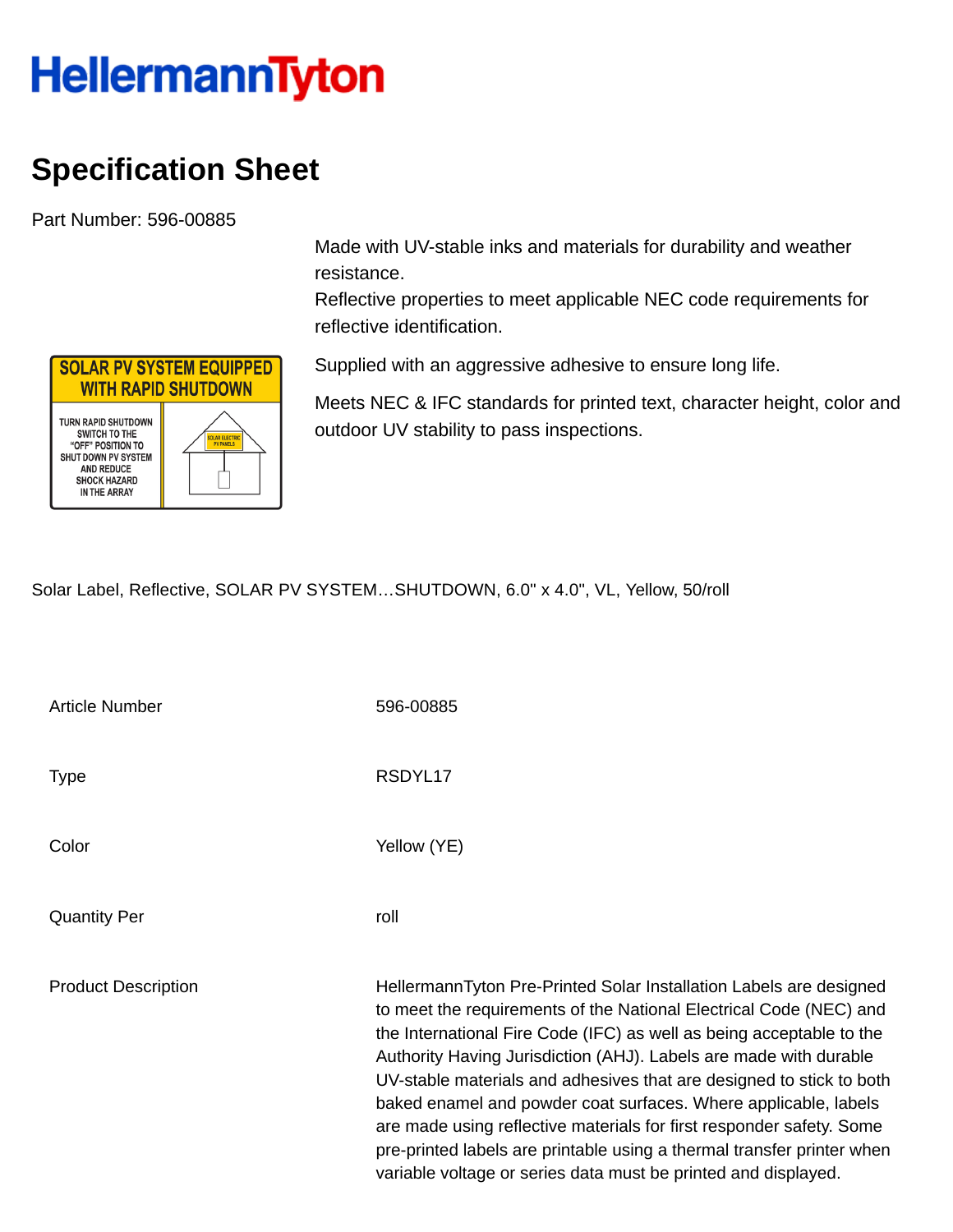HellermannTyton

# Specification Sheet

Part Number: 596-00885

Made with UV-stable inks and materials for durability and weather resistance.
Reflective properties to meet applicable NEC code requirements for reflective identification.

Supplied with an aggressive adhesive to ensure long life.

Meets NEC & IFC standards for printed text, character height, color and outdoor UV stability to pass inspections.

Solar Label, Reflective, SOLAR PV SYSTEM…SHUTDOWN, 6.0" x 4.0", VL, Yellow, 50/roll

| | |
|---|---|
| Article Number | 596-00885 |
| Type | RSDYL17 |
| Color | Yellow (YE) |
| Quantity Per | roll |
| Product Description | HellermannTyton Pre-Printed Solar Installation Labels are designed to meet the requirements of the National Electrical Code (NEC) and the International Fire Code (IFC) as well as being acceptable to the Authority Having Jurisdiction (AHJ). Labels are made with durable UV-stable materials and adhesives that are designed to stick to both baked enamel and powder coat surfaces. Where applicable, labels are made using reflective materials for first responder safety. Some pre-printed labels are printable using a thermal transfer printer when variable voltage or series data must be printed and displayed. |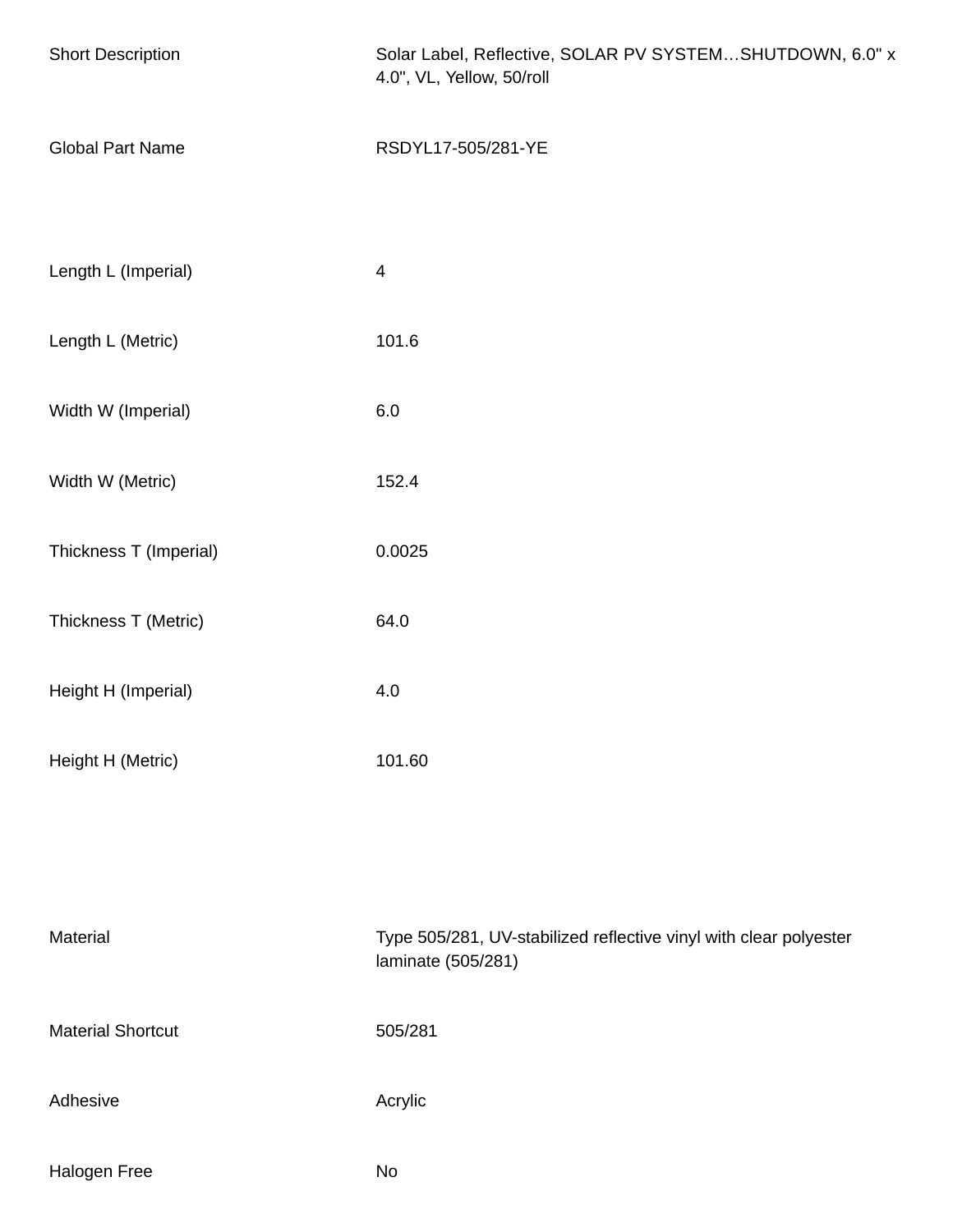| | |
|---|---|
| Short Description | Solar Label, Reflective, SOLAR PV SYSTEM…SHUTDOWN, 6.0" x 4.0", VL, Yellow, 50/roll |
| Global Part Name | RSDYL17-505/281-YE |
| Length L (Imperial) | 4 |
| Length L (Metric) | 101.6 |
| Width W (Imperial) | 6.0 |
| Width W (Metric) | 152.4 |
| Thickness T (Imperial) | 0.0025 |
| Thickness T (Metric) | 64.0 |
| Height H (Imperial) | 4.0 |
| Height H (Metric) | 101.60 |
| Material | Type 505/281, UV-stabilized reflective vinyl with clear polyester laminate (505/281) |
| Material Shortcut | 505/281 |
| Adhesive | Acrylic |
| Halogen Free | No |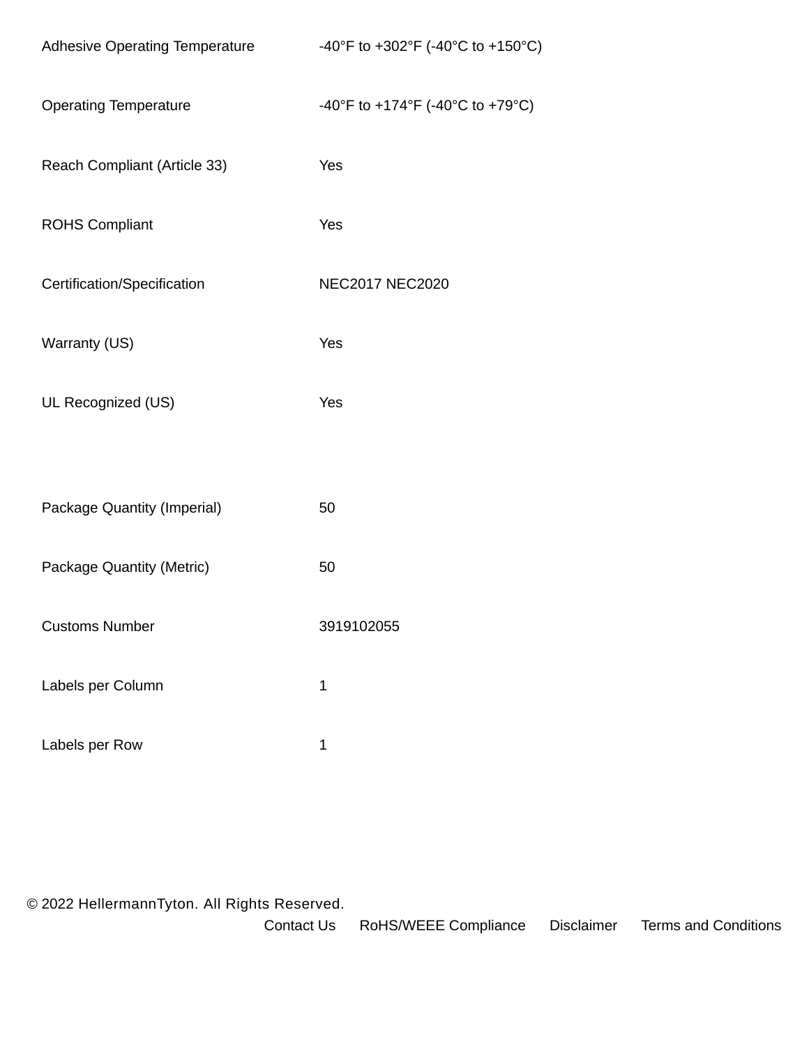| | |
|---|---|
| Adhesive Operating Temperature | -40°F to +302°F (-40°C to +150°C) |
| Operating Temperature | -40°F to +174°F (-40°C to +79°C) |
| Reach Compliant (Article 33) | Yes |
| ROHS Compliant | Yes |
| Certification/Specification | NEC2017 NEC2020 |
| Warranty (US) | Yes |
| UL Recognized (US) | Yes |

| | |
|---|---|
| Package Quantity (Imperial) | 50 |
| Package Quantity (Metric) | 50 |
| Customs Number | 3919102055 |
| Labels per Column | 1 |
| Labels per Row | 1 |

© 2022 HellermannTyton. All Rights Reserved.

Contact Us RoHS/WEEE Compliance Disclaimer Terms and Conditions